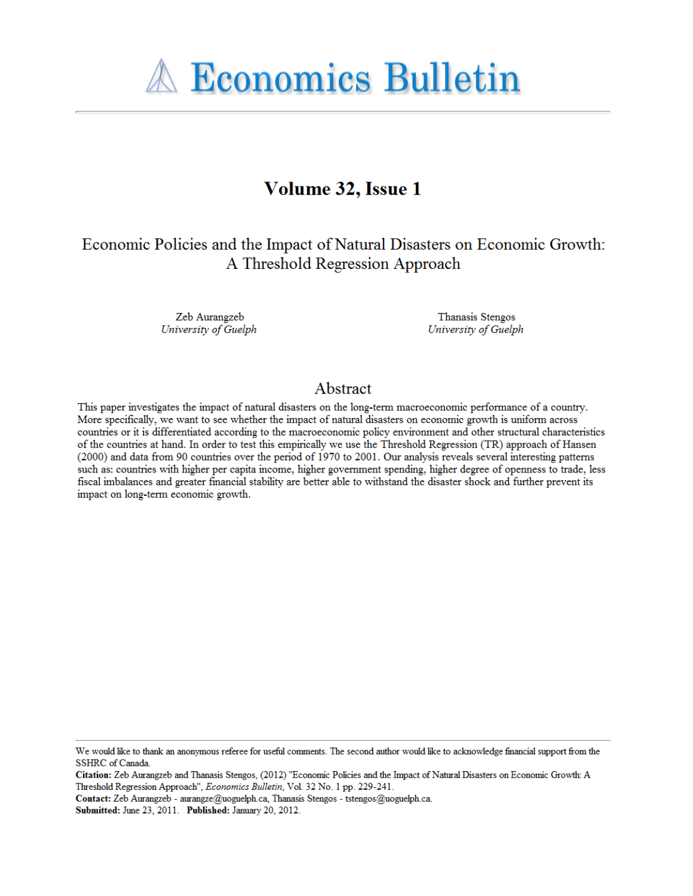# Economics Bulletin

## Volume 32, Issue 1

# Economic Policies and the Impact of Natural Disasters on Economic Growth: A Threshold Regression Approach

Zeb Aurangzeb
*University of Guelph*

Thanasis Stengos
*University of Guelph*

## Abstract

This paper investigates the impact of natural disasters on the long-term macroeconomic performance of a country. More specifically, we want to see whether the impact of natural disasters on economic growth is uniform across countries or it is differentiated according to the macroeconomic policy environment and other structural characteristics of the countries at hand. In order to test this empirically we use the Threshold Regression (TR) approach of Hansen (2000) and data from 90 countries over the period of 1970 to 2001. Our analysis reveals several interesting patterns such as: countries with higher per capita income, higher government spending, higher degree of openness to trade, less fiscal imbalances and greater financial stability are better able to withstand the disaster shock and further prevent its impact on long-term economic growth.

---

We would like to thank an anonymous referee for useful comments. The second author would like to acknowledge financial support from the SSHRC of Canada.

**Citation:** Zeb Aurangzeb and Thanasis Stengos, (2012) "Economic Policies and the Impact of Natural Disasters on Economic Growth: A Threshold Regression Approach", *Economics Bulletin*, Vol. 32 No. 1 pp. 229-241.

**Contact:** Zeb Aurangzeb - aurangze@uoguelph.ca, Thanasis Stengos - tstengos@uoguelph.ca.

**Submitted:** June 23, 2011. **Published:** January 20, 2012.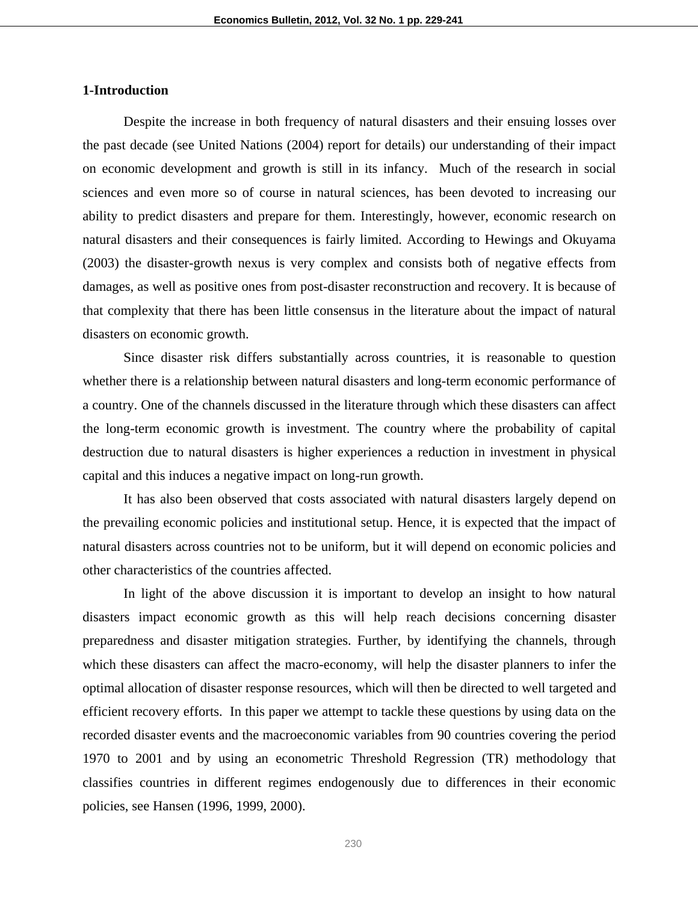## 1-Introduction

Despite the increase in both frequency of natural disasters and their ensuing losses over the past decade (see United Nations (2004) report for details) our understanding of their impact on economic development and growth is still in its infancy. Much of the research in social sciences and even more so of course in natural sciences, has been devoted to increasing our ability to predict disasters and prepare for them. Interestingly, however, economic research on natural disasters and their consequences is fairly limited. According to Hewings and Okuyama (2003) the disaster-growth nexus is very complex and consists both of negative effects from damages, as well as positive ones from post-disaster reconstruction and recovery. It is because of that complexity that there has been little consensus in the literature about the impact of natural disasters on economic growth.

Since disaster risk differs substantially across countries, it is reasonable to question whether there is a relationship between natural disasters and long-term economic performance of a country. One of the channels discussed in the literature through which these disasters can affect the long-term economic growth is investment. The country where the probability of capital destruction due to natural disasters is higher experiences a reduction in investment in physical capital and this induces a negative impact on long-run growth.

It has also been observed that costs associated with natural disasters largely depend on the prevailing economic policies and institutional setup. Hence, it is expected that the impact of natural disasters across countries not to be uniform, but it will depend on economic policies and other characteristics of the countries affected.

In light of the above discussion it is important to develop an insight to how natural disasters impact economic growth as this will help reach decisions concerning disaster preparedness and disaster mitigation strategies. Further, by identifying the channels, through which these disasters can affect the macro-economy, will help the disaster planners to infer the optimal allocation of disaster response resources, which will then be directed to well targeted and efficient recovery efforts. In this paper we attempt to tackle these questions by using data on the recorded disaster events and the macroeconomic variables from 90 countries covering the period 1970 to 2001 and by using an econometric Threshold Regression (TR) methodology that classifies countries in different regimes endogenously due to differences in their economic policies, see Hansen (1996, 1999, 2000).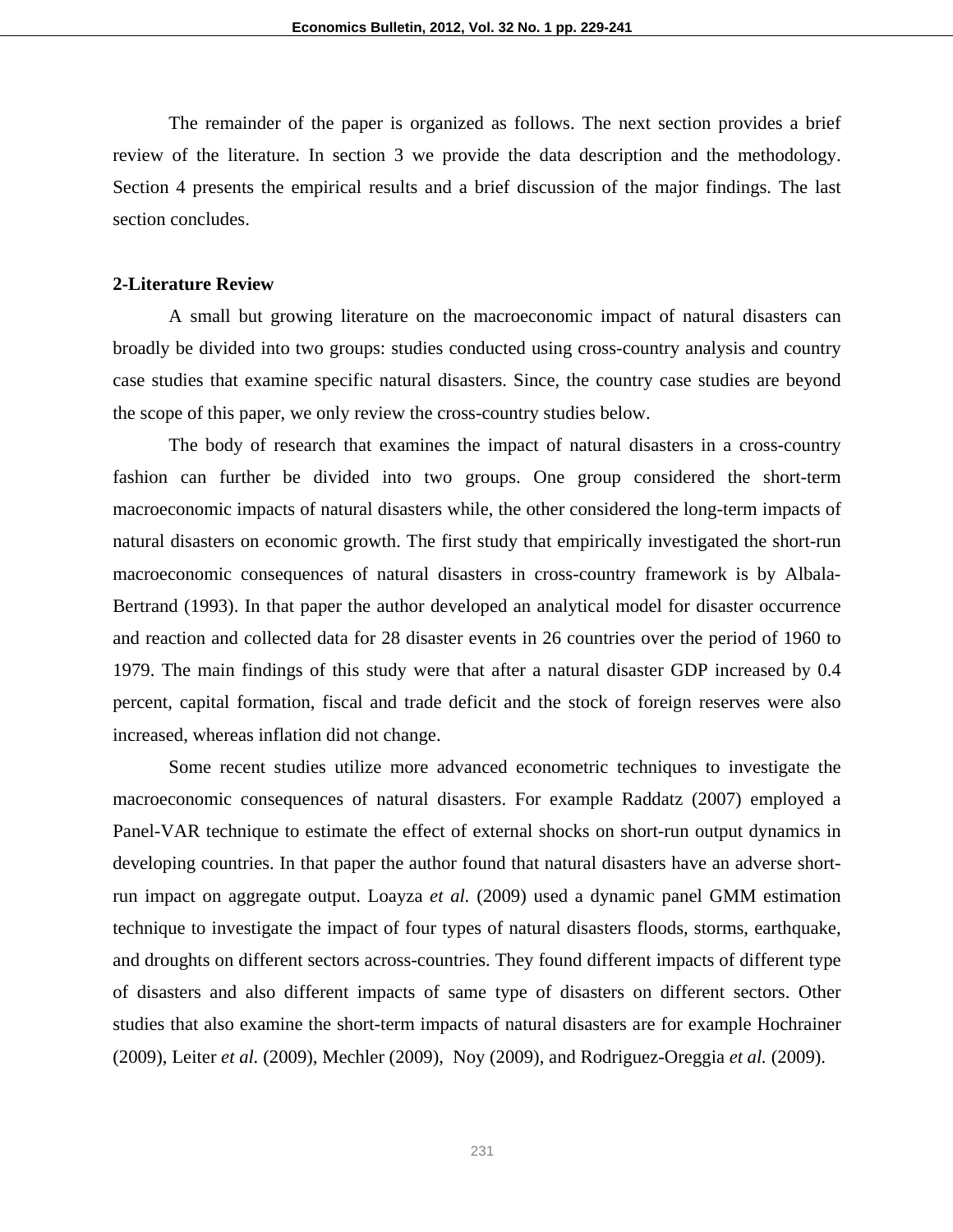The remainder of the paper is organized as follows. The next section provides a brief review of the literature. In section 3 we provide the data description and the methodology. Section 4 presents the empirical results and a brief discussion of the major findings. The last section concludes.

## 2-Literature Review

A small but growing literature on the macroeconomic impact of natural disasters can broadly be divided into two groups: studies conducted using cross-country analysis and country case studies that examine specific natural disasters. Since, the country case studies are beyond the scope of this paper, we only review the cross-country studies below.

The body of research that examines the impact of natural disasters in a cross-country fashion can further be divided into two groups. One group considered the short-term macroeconomic impacts of natural disasters while, the other considered the long-term impacts of natural disasters on economic growth. The first study that empirically investigated the short-run macroeconomic consequences of natural disasters in cross-country framework is by Albala-Bertrand (1993). In that paper the author developed an analytical model for disaster occurrence and reaction and collected data for 28 disaster events in 26 countries over the period of 1960 to 1979. The main findings of this study were that after a natural disaster GDP increased by 0.4 percent, capital formation, fiscal and trade deficit and the stock of foreign reserves were also increased, whereas inflation did not change.

Some recent studies utilize more advanced econometric techniques to investigate the macroeconomic consequences of natural disasters. For example Raddatz (2007) employed a Panel-VAR technique to estimate the effect of external shocks on short-run output dynamics in developing countries. In that paper the author found that natural disasters have an adverse short-run impact on aggregate output. Loayza *et al.* (2009) used a dynamic panel GMM estimation technique to investigate the impact of four types of natural disasters floods, storms, earthquake, and droughts on different sectors across-countries. They found different impacts of different type of disasters and also different impacts of same type of disasters on different sectors. Other studies that also examine the short-term impacts of natural disasters are for example Hochrainer (2009), Leiter *et al.* (2009), Mechler (2009), Noy (2009), and Rodriguez-Oreggia *et al.* (2009).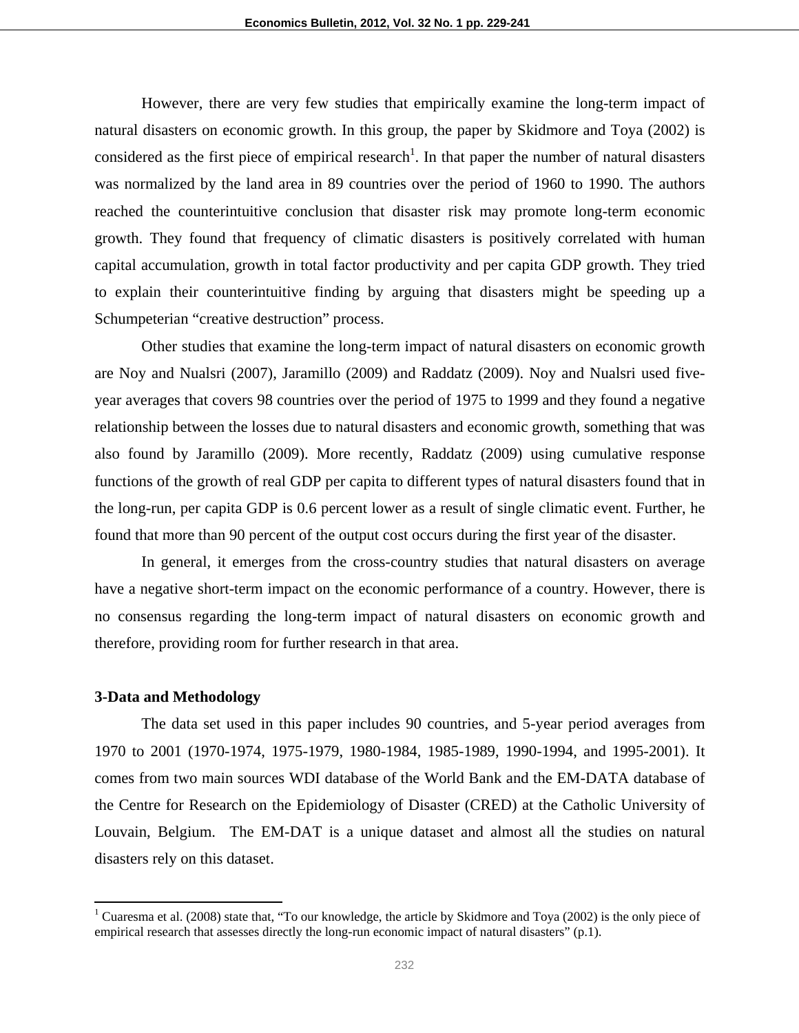However, there are very few studies that empirically examine the long-term impact of natural disasters on economic growth. In this group, the paper by Skidmore and Toya (2002) is considered as the first piece of empirical research[1]. In that paper the number of natural disasters was normalized by the land area in 89 countries over the period of 1960 to 1990. The authors reached the counterintuitive conclusion that disaster risk may promote long-term economic growth. They found that frequency of climatic disasters is positively correlated with human capital accumulation, growth in total factor productivity and per capita GDP growth. They tried to explain their counterintuitive finding by arguing that disasters might be speeding up a Schumpeterian "creative destruction" process.

Other studies that examine the long-term impact of natural disasters on economic growth are Noy and Nualsri (2007), Jaramillo (2009) and Raddatz (2009). Noy and Nualsri used five-year averages that covers 98 countries over the period of 1975 to 1999 and they found a negative relationship between the losses due to natural disasters and economic growth, something that was also found by Jaramillo (2009). More recently, Raddatz (2009) using cumulative response functions of the growth of real GDP per capita to different types of natural disasters found that in the long-run, per capita GDP is 0.6 percent lower as a result of single climatic event. Further, he found that more than 90 percent of the output cost occurs during the first year of the disaster.

In general, it emerges from the cross-country studies that natural disasters on average have a negative short-term impact on the economic performance of a country. However, there is no consensus regarding the long-term impact of natural disasters on economic growth and therefore, providing room for further research in that area.

## 3-Data and Methodology

The data set used in this paper includes 90 countries, and 5-year period averages from 1970 to 2001 (1970-1974, 1975-1979, 1980-1984, 1985-1989, 1990-1994, and 1995-2001). It comes from two main sources WDI database of the World Bank and the EM-DATA database of the Centre for Research on the Epidemiology of Disaster (CRED) at the Catholic University of Louvain, Belgium. The EM-DAT is a unique dataset and almost all the studies on natural disasters rely on this dataset.

---

[1] Cuaresma et al. (2008) state that, "To our knowledge, the article by Skidmore and Toya (2002) is the only piece of empirical research that assesses directly the long-run economic impact of natural disasters" (p.1).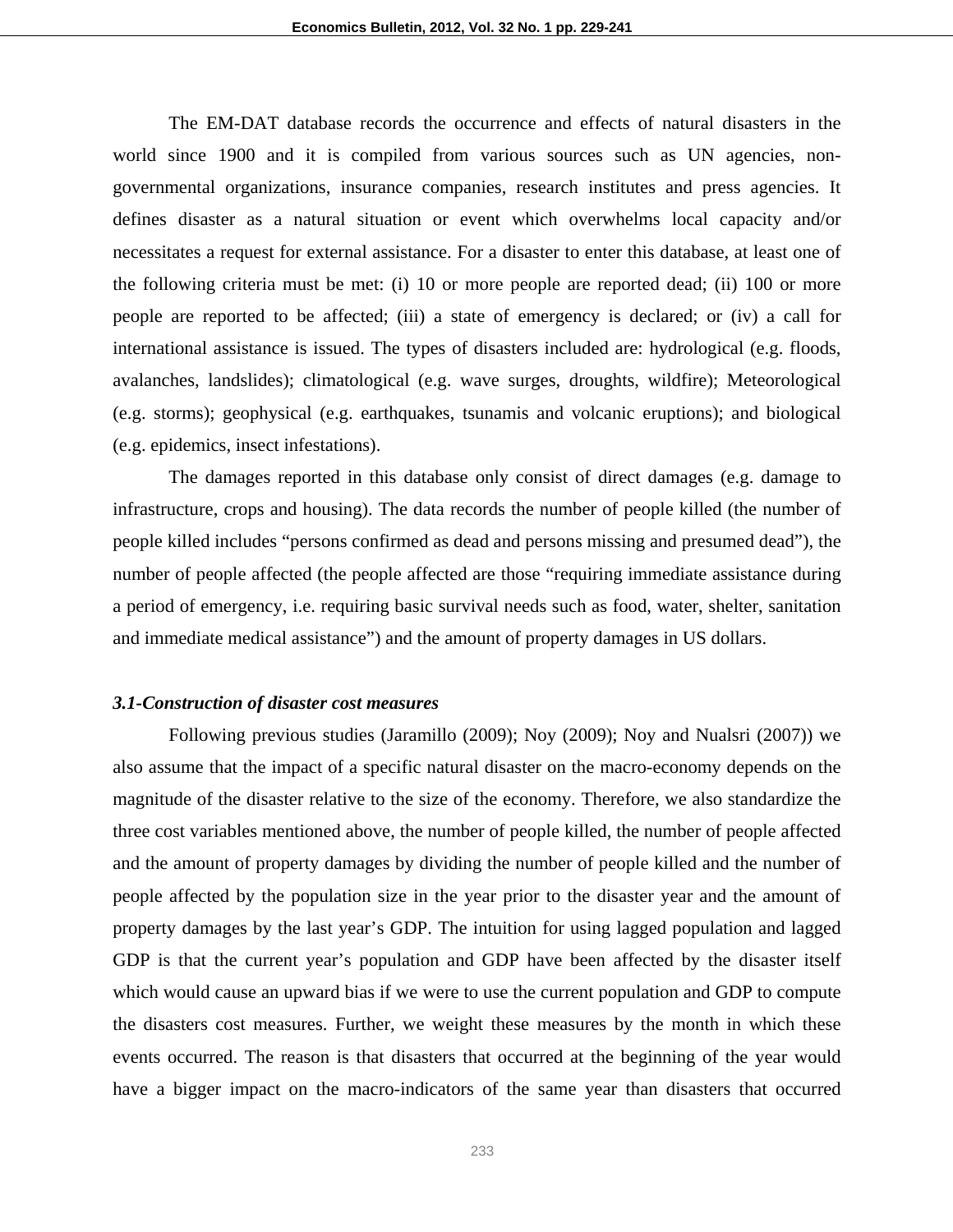The EM-DAT database records the occurrence and effects of natural disasters in the world since 1900 and it is compiled from various sources such as UN agencies, non-governmental organizations, insurance companies, research institutes and press agencies. It defines disaster as a natural situation or event which overwhelms local capacity and/or necessitates a request for external assistance. For a disaster to enter this database, at least one of the following criteria must be met: (i) 10 or more people are reported dead; (ii) 100 or more people are reported to be affected; (iii) a state of emergency is declared; or (iv) a call for international assistance is issued. The types of disasters included are: hydrological (e.g. floods, avalanches, landslides); climatological (e.g. wave surges, droughts, wildfire); Meteorological (e.g. storms); geophysical (e.g. earthquakes, tsunamis and volcanic eruptions); and biological (e.g. epidemics, insect infestations).

The damages reported in this database only consist of direct damages (e.g. damage to infrastructure, crops and housing). The data records the number of people killed (the number of people killed includes "persons confirmed as dead and persons missing and presumed dead"), the number of people affected (the people affected are those "requiring immediate assistance during a period of emergency, i.e. requiring basic survival needs such as food, water, shelter, sanitation and immediate medical assistance") and the amount of property damages in US dollars.

### *3.1-Construction of disaster cost measures*

Following previous studies (Jaramillo (2009); Noy (2009); Noy and Nualsri (2007)) we also assume that the impact of a specific natural disaster on the macro-economy depends on the magnitude of the disaster relative to the size of the economy. Therefore, we also standardize the three cost variables mentioned above, the number of people killed, the number of people affected and the amount of property damages by dividing the number of people killed and the number of people affected by the population size in the year prior to the disaster year and the amount of property damages by the last year's GDP. The intuition for using lagged population and lagged GDP is that the current year's population and GDP have been affected by the disaster itself which would cause an upward bias if we were to use the current population and GDP to compute the disasters cost measures. Further, we weight these measures by the month in which these events occurred. The reason is that disasters that occurred at the beginning of the year would have a bigger impact on the macro-indicators of the same year than disasters that occurred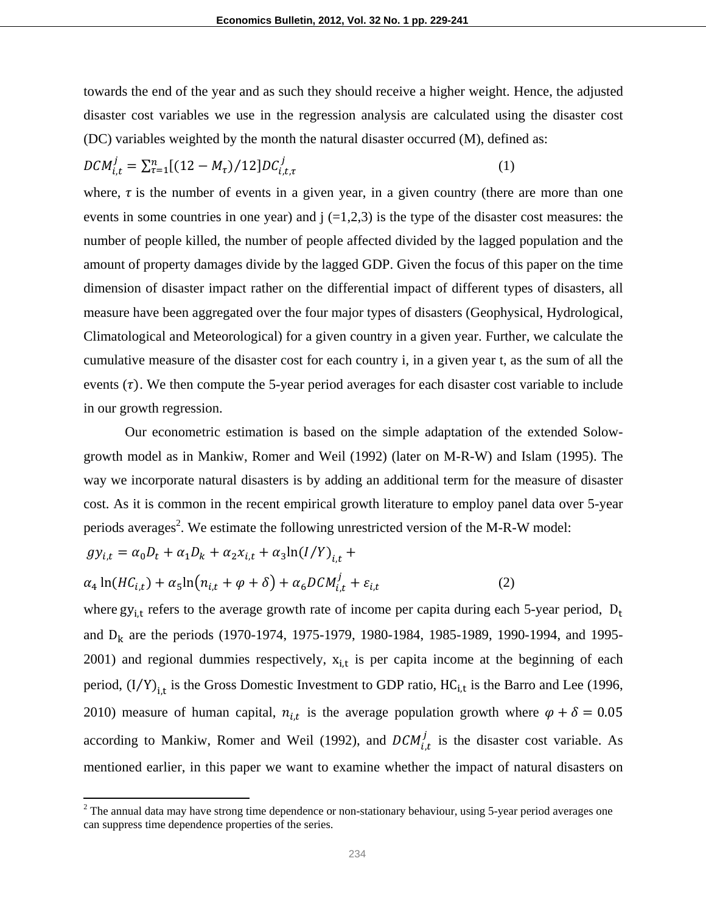towards the end of the year and as such they should receive a higher weight. Hence, the adjusted disaster cost variables we use in the regression analysis are calculated using the disaster cost (DC) variables weighted by the month the natural disaster occurred (M), defined as:

$$DCM_{i,t}^{j} = \sum_{\tau=1}^{n}[(12 - M_{\tau})/12]DC_{i,t,\tau}^{j} \quad (1)$$

where, $\tau$ is the number of events in a given year, in a given country (there are more than one events in some countries in one year) and j (=1,2,3) is the type of the disaster cost measures: the number of people killed, the number of people affected divided by the lagged population and the amount of property damages divide by the lagged GDP. Given the focus of this paper on the time dimension of disaster impact rather on the differential impact of different types of disasters, all measure have been aggregated over the four major types of disasters (Geophysical, Hydrological, Climatological and Meteorological) for a given country in a given year. Further, we calculate the cumulative measure of the disaster cost for each country i, in a given year t, as the sum of all the events ($\tau$). We then compute the 5-year period averages for each disaster cost variable to include in our growth regression.

Our econometric estimation is based on the simple adaptation of the extended Solow-growth model as in Mankiw, Romer and Weil (1992) (later on M-R-W) and Islam (1995). The way we incorporate natural disasters is by adding an additional term for the measure of disaster cost. As it is common in the recent empirical growth literature to employ panel data over 5-year periods averages[2]. We estimate the following unrestricted version of the M-R-W model:

$$gy_{i,t} = \alpha_0 D_t + \alpha_1 D_k + \alpha_2 x_{i,t} + \alpha_3 \ln(I/Y)_{i,t} + \alpha_4 \ln(HC_{i,t}) + \alpha_5 \ln(n_{i,t} + \varphi + \delta) + \alpha_6 DCM_{i,t}^{j} + \varepsilon_{i,t} \quad (2)$$

where $gy_{i,t}$ refers to the average growth rate of income per capita during each 5-year period, $D_t$ and $D_k$ are the periods (1970-1974, 1975-1979, 1980-1984, 1985-1989, 1990-1994, and 1995-2001) and regional dummies respectively, $x_{i,t}$ is per capita income at the beginning of each period, $(I/Y)_{i,t}$ is the Gross Domestic Investment to GDP ratio, $HC_{i,t}$ is the Barro and Lee (1996, 2010) measure of human capital, $n_{i,t}$ is the average population growth where $\varphi + \delta = 0.05$ according to Mankiw, Romer and Weil (1992), and $DCM_{i,t}^{j}$ is the disaster cost variable. As mentioned earlier, in this paper we want to examine whether the impact of natural disasters on

[2] The annual data may have strong time dependence or non-stationary behaviour, using 5-year period averages one can suppress time dependence properties of the series.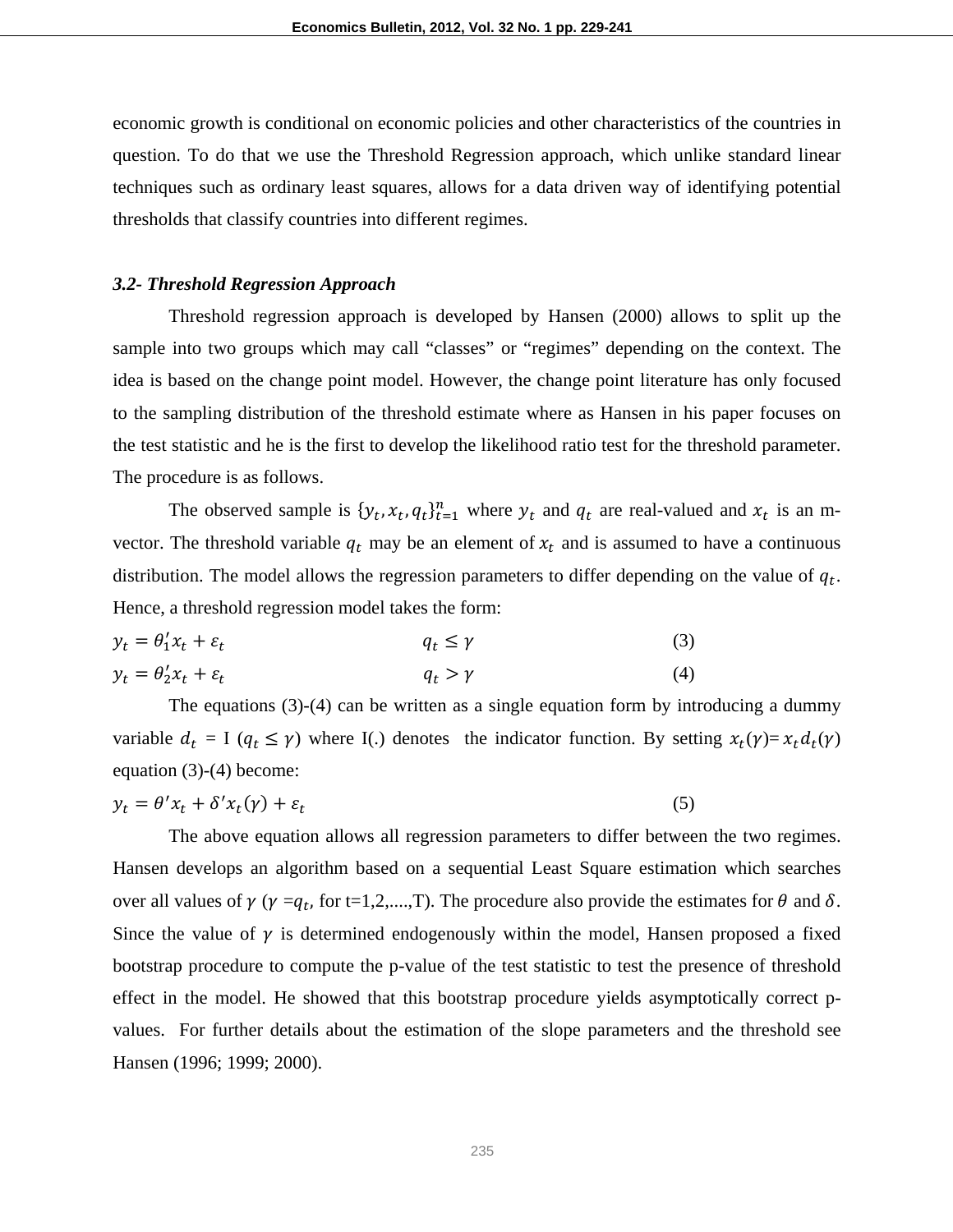economic growth is conditional on economic policies and other characteristics of the countries in question. To do that we use the Threshold Regression approach, which unlike standard linear techniques such as ordinary least squares, allows for a data driven way of identifying potential thresholds that classify countries into different regimes.

### *3.2- Threshold Regression Approach*

Threshold regression approach is developed by Hansen (2000) allows to split up the sample into two groups which may call "classes" or "regimes" depending on the context. The idea is based on the change point model. However, the change point literature has only focused to the sampling distribution of the threshold estimate where as Hansen in his paper focuses on the test statistic and he is the first to develop the likelihood ratio test for the threshold parameter. The procedure is as follows.

The observed sample is $\{y_t, x_t, q_t\}_{t=1}^{n}$ where $y_t$ and $q_t$ are real-valued and $x_t$ is an m-vector. The threshold variable $q_t$ may be an element of $x_t$ and is assumed to have a continuous distribution. The model allows the regression parameters to differ depending on the value of $q_t$. Hence, a threshold regression model takes the form:

$$y_t = \theta_1' x_t + \varepsilon_t \qquad q_t \leq \gamma \qquad (3)$$

$$y_t = \theta_2' x_t + \varepsilon_t \qquad q_t > \gamma \qquad (4)$$

The equations (3)-(4) can be written as a single equation form by introducing a dummy variable $d_t$ = I ($q_t \leq \gamma$) where I(.) denotes the indicator function. By setting $x_t(\gamma) = x_t d_t(\gamma)$ equation (3)-(4) become:

$$y_t = \theta' x_t + \delta' x_t(\gamma) + \varepsilon_t \qquad (5)$$

The above equation allows all regression parameters to differ between the two regimes. Hansen develops an algorithm based on a sequential Least Square estimation which searches over all values of $\gamma$ ($\gamma = q_t$, for t=1,2,....,T). The procedure also provide the estimates for $\theta$ and $\delta$. Since the value of $\gamma$ is determined endogenously within the model, Hansen proposed a fixed bootstrap procedure to compute the p-value of the test statistic to test the presence of threshold effect in the model. He showed that this bootstrap procedure yields asymptotically correct p-values. For further details about the estimation of the slope parameters and the threshold see Hansen (1996; 1999; 2000).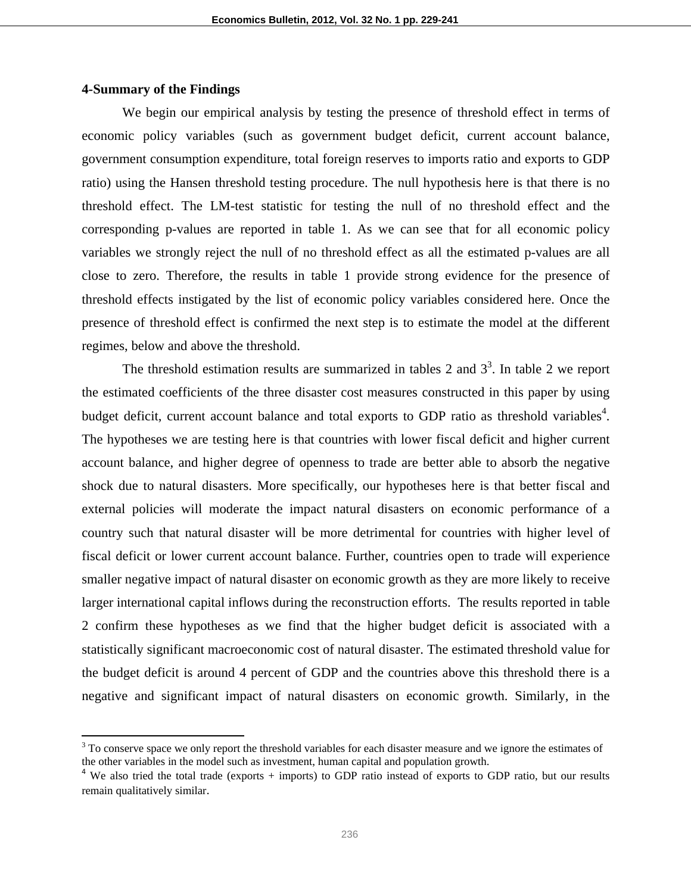**4-Summary of the Findings**

We begin our empirical analysis by testing the presence of threshold effect in terms of economic policy variables (such as government budget deficit, current account balance, government consumption expenditure, total foreign reserves to imports ratio and exports to GDP ratio) using the Hansen threshold testing procedure. The null hypothesis here is that there is no threshold effect. The LM-test statistic for testing the null of no threshold effect and the corresponding p-values are reported in table 1. As we can see that for all economic policy variables we strongly reject the null of no threshold effect as all the estimated p-values are all close to zero. Therefore, the results in table 1 provide strong evidence for the presence of threshold effects instigated by the list of economic policy variables considered here. Once the presence of threshold effect is confirmed the next step is to estimate the model at the different regimes, below and above the threshold.

The threshold estimation results are summarized in tables 2 and 3[3]. In table 2 we report the estimated coefficients of the three disaster cost measures constructed in this paper by using budget deficit, current account balance and total exports to GDP ratio as threshold variables[4]. The hypotheses we are testing here is that countries with lower fiscal deficit and higher current account balance, and higher degree of openness to trade are better able to absorb the negative shock due to natural disasters. More specifically, our hypotheses here is that better fiscal and external policies will moderate the impact natural disasters on economic performance of a country such that natural disaster will be more detrimental for countries with higher level of fiscal deficit or lower current account balance. Further, countries open to trade will experience smaller negative impact of natural disaster on economic growth as they are more likely to receive larger international capital inflows during the reconstruction efforts. The results reported in table 2 confirm these hypotheses as we find that the higher budget deficit is associated with a statistically significant macroeconomic cost of natural disaster. The estimated threshold value for the budget deficit is around 4 percent of GDP and the countries above this threshold there is a negative and significant impact of natural disasters on economic growth. Similarly, in the

---

[3] To conserve space we only report the threshold variables for each disaster measure and we ignore the estimates of the other variables in the model such as investment, human capital and population growth.

[4] We also tried the total trade (exports + imports) to GDP ratio instead of exports to GDP ratio, but our results remain qualitatively similar.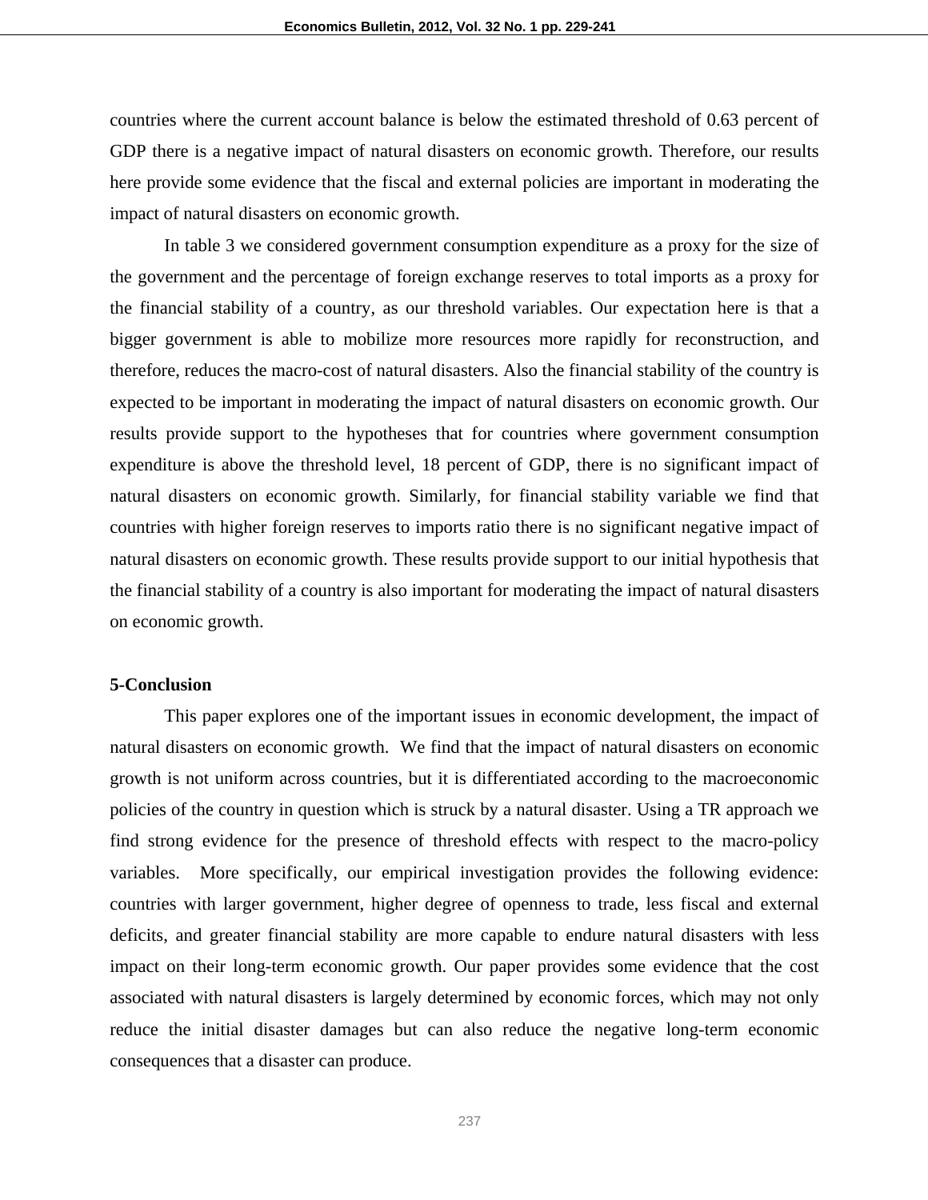countries where the current account balance is below the estimated threshold of 0.63 percent of GDP there is a negative impact of natural disasters on economic growth. Therefore, our results here provide some evidence that the fiscal and external policies are important in moderating the impact of natural disasters on economic growth.

In table 3 we considered government consumption expenditure as a proxy for the size of the government and the percentage of foreign exchange reserves to total imports as a proxy for the financial stability of a country, as our threshold variables. Our expectation here is that a bigger government is able to mobilize more resources more rapidly for reconstruction, and therefore, reduces the macro-cost of natural disasters. Also the financial stability of the country is expected to be important in moderating the impact of natural disasters on economic growth. Our results provide support to the hypotheses that for countries where government consumption expenditure is above the threshold level, 18 percent of GDP, there is no significant impact of natural disasters on economic growth. Similarly, for financial stability variable we find that countries with higher foreign reserves to imports ratio there is no significant negative impact of natural disasters on economic growth. These results provide support to our initial hypothesis that the financial stability of a country is also important for moderating the impact of natural disasters on economic growth.

## 5-Conclusion

This paper explores one of the important issues in economic development, the impact of natural disasters on economic growth. We find that the impact of natural disasters on economic growth is not uniform across countries, but it is differentiated according to the macroeconomic policies of the country in question which is struck by a natural disaster. Using a TR approach we find strong evidence for the presence of threshold effects with respect to the macro-policy variables. More specifically, our empirical investigation provides the following evidence: countries with larger government, higher degree of openness to trade, less fiscal and external deficits, and greater financial stability are more capable to endure natural disasters with less impact on their long-term economic growth. Our paper provides some evidence that the cost associated with natural disasters is largely determined by economic forces, which may not only reduce the initial disaster damages but can also reduce the negative long-term economic consequences that a disaster can produce.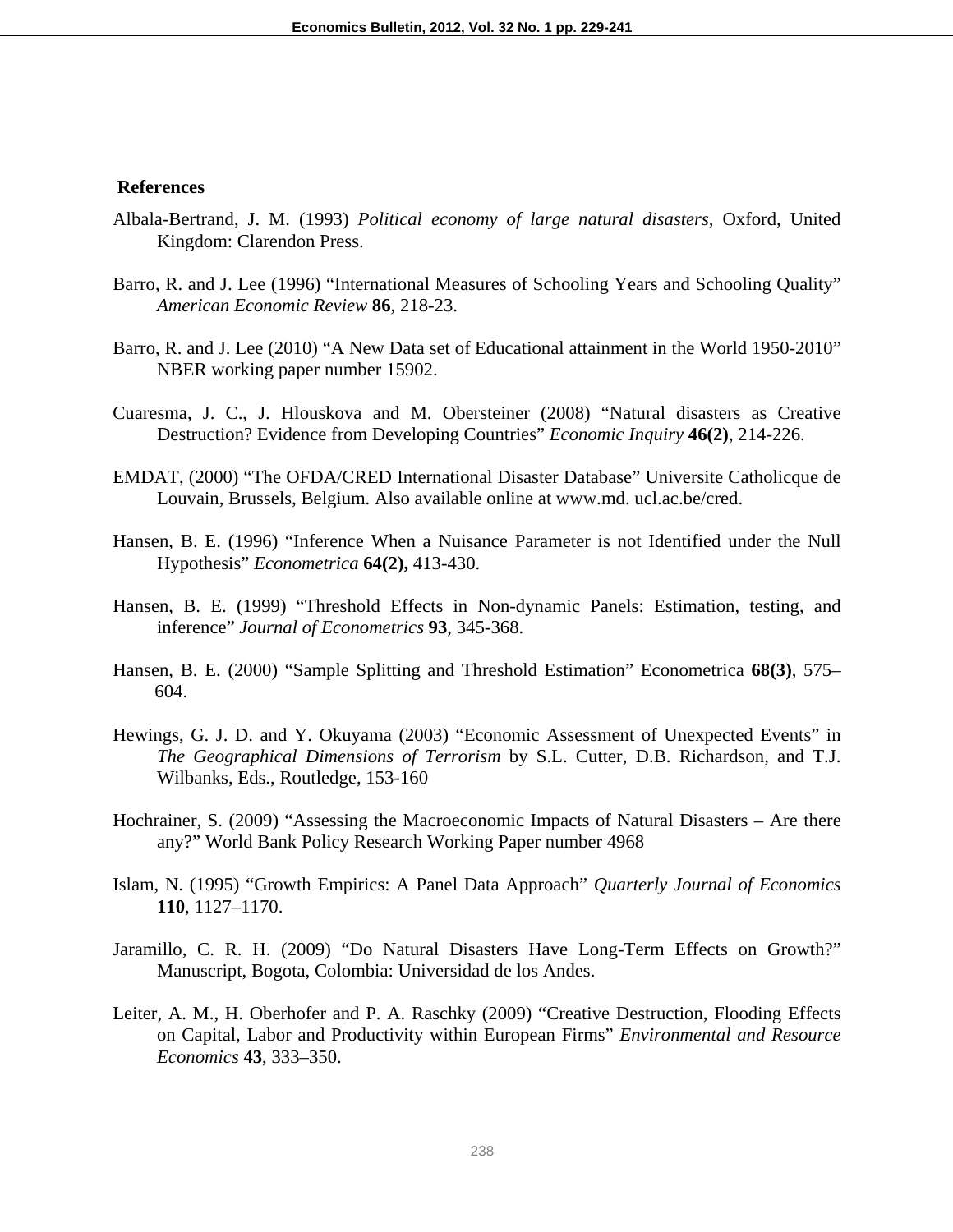## References

Albala-Bertrand, J. M. (1993) *Political economy of large natural disasters*, Oxford, United Kingdom: Clarendon Press.

Barro, R. and J. Lee (1996) "International Measures of Schooling Years and Schooling Quality" *American Economic Review* **86**, 218-23.

Barro, R. and J. Lee (2010) "A New Data set of Educational attainment in the World 1950-2010" NBER working paper number 15902.

Cuaresma, J. C., J. Hlouskova and M. Obersteiner (2008) "Natural disasters as Creative Destruction? Evidence from Developing Countries" *Economic Inquiry* **46(2)**, 214-226.

EMDAT, (2000) "The OFDA/CRED International Disaster Database" Universite Catholicque de Louvain, Brussels, Belgium. Also available online at www.md. ucl.ac.be/cred.

Hansen, B. E. (1996) "Inference When a Nuisance Parameter is not Identified under the Null Hypothesis" *Econometrica* **64(2),** 413-430.

Hansen, B. E. (1999) "Threshold Effects in Non-dynamic Panels: Estimation, testing, and inference" *Journal of Econometrics* **93**, 345-368.

Hansen, B. E. (2000) "Sample Splitting and Threshold Estimation" Econometrica **68(3)**, 575–604.

Hewings, G. J. D. and Y. Okuyama (2003) "Economic Assessment of Unexpected Events" in *The Geographical Dimensions of Terrorism* by S.L. Cutter, D.B. Richardson, and T.J. Wilbanks, Eds., Routledge, 153-160

Hochrainer, S. (2009) "Assessing the Macroeconomic Impacts of Natural Disasters – Are there any?" World Bank Policy Research Working Paper number 4968

Islam, N. (1995) "Growth Empirics: A Panel Data Approach" *Quarterly Journal of Economics* **110**, 1127–1170.

Jaramillo, C. R. H. (2009) "Do Natural Disasters Have Long-Term Effects on Growth?" Manuscript, Bogota, Colombia: Universidad de los Andes.

Leiter, A. M., H. Oberhofer and P. A. Raschky (2009) "Creative Destruction, Flooding Effects on Capital, Labor and Productivity within European Firms" *Environmental and Resource Economics* **43**, 333–350.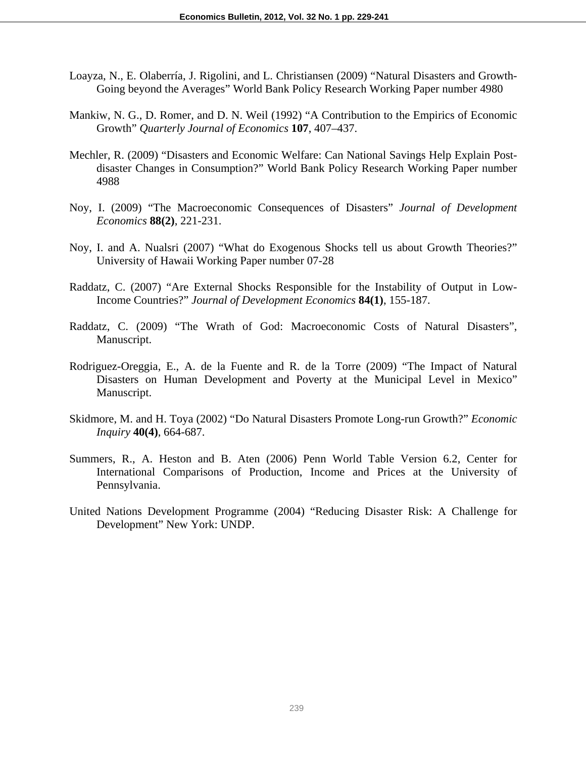Loayza, N., E. Olaberría, J. Rigolini, and L. Christiansen (2009) "Natural Disasters and Growth-Going beyond the Averages" World Bank Policy Research Working Paper number 4980

Mankiw, N. G., D. Romer, and D. N. Weil (1992) "A Contribution to the Empirics of Economic Growth" *Quarterly Journal of Economics* **107**, 407–437.

Mechler, R. (2009) "Disasters and Economic Welfare: Can National Savings Help Explain Post-disaster Changes in Consumption?" World Bank Policy Research Working Paper number 4988

Noy, I. (2009) "The Macroeconomic Consequences of Disasters" *Journal of Development Economics* **88(2)**, 221-231.

Noy, I. and A. Nualsri (2007) "What do Exogenous Shocks tell us about Growth Theories?" University of Hawaii Working Paper number 07-28

Raddatz, C. (2007) "Are External Shocks Responsible for the Instability of Output in Low-Income Countries?" *Journal of Development Economics* **84(1)**, 155-187.

Raddatz, C. (2009) "The Wrath of God: Macroeconomic Costs of Natural Disasters", Manuscript.

Rodriguez-Oreggia, E., A. de la Fuente and R. de la Torre (2009) "The Impact of Natural Disasters on Human Development and Poverty at the Municipal Level in Mexico" Manuscript.

Skidmore, M. and H. Toya (2002) "Do Natural Disasters Promote Long-run Growth?" *Economic Inquiry* **40(4)**, 664-687.

Summers, R., A. Heston and B. Aten (2006) Penn World Table Version 6.2, Center for International Comparisons of Production, Income and Prices at the University of Pennsylvania.

United Nations Development Programme (2004) "Reducing Disaster Risk: A Challenge for Development" New York: UNDP.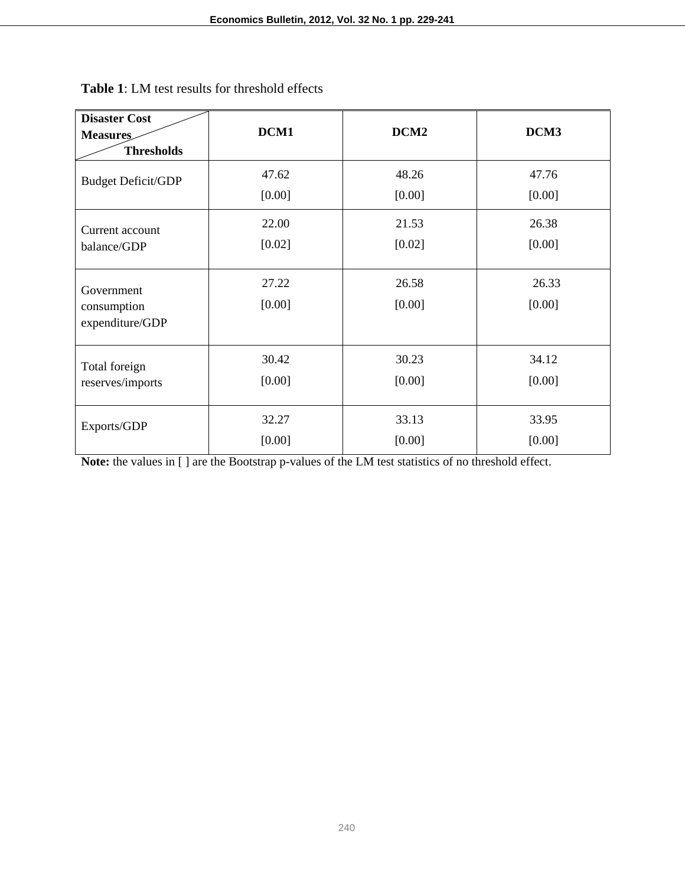**Table 1**: LM test results for threshold effects

| Disaster Cost Measures / Thresholds | DCM1 | DCM2 | DCM3 |
|---|---|---|---|
| Budget Deficit/GDP | 47.62 [0.00] | 48.26 [0.00] | 47.76 [0.00] |
| Current account balance/GDP | 22.00 [0.02] | 21.53 [0.02] | 26.38 [0.00] |
| Government consumption expenditure/GDP | 27.22 [0.00] | 26.58 [0.00] | 26.33 [0.00] |
| Total foreign reserves/imports | 30.42 [0.00] | 30.23 [0.00] | 34.12 [0.00] |
| Exports/GDP | 32.27 [0.00] | 33.13 [0.00] | 33.95 [0.00] |

**Note:** the values in [ ] are the Bootstrap p-values of the LM test statistics of no threshold effect.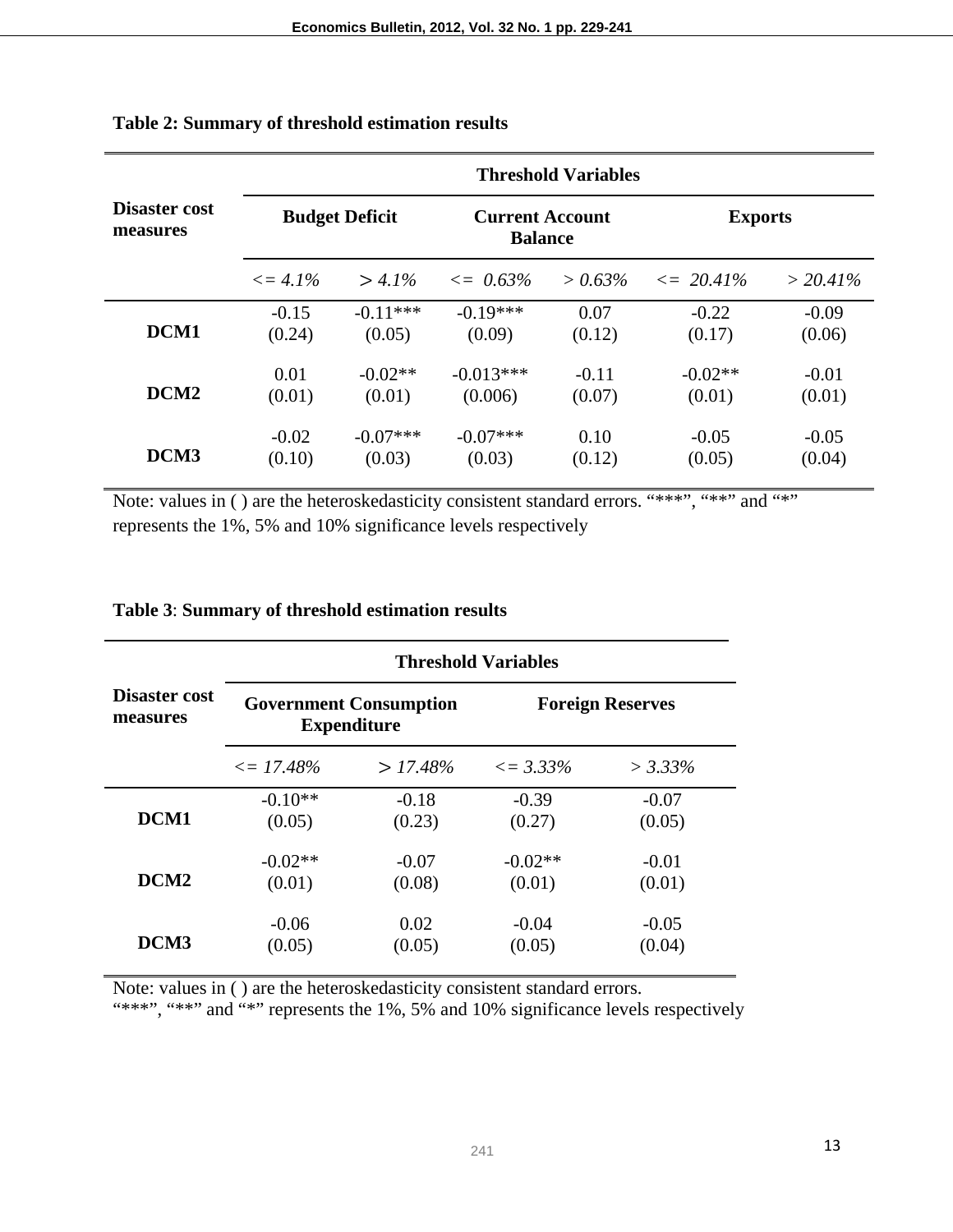**Table 2: Summary of threshold estimation results**

| Disaster cost measures | Threshold Variables | | | | | |
|---|---|---|---|---|---|---|
| | Budget Deficit | | Current Account Balance | | Exports | |
| | *<= 4.1%* | *> 4.1%* | *<= 0.63%* | *> 0.63%* | *<= 20.41%* | *> 20.41%* |
| **DCM1** | -0.15 (0.24) | -0.11*** (0.05) | -0.19*** (0.09) | 0.07 (0.12) | -0.22 (0.17) | -0.09 (0.06) |
| **DCM2** | 0.01 (0.01) | -0.02** (0.01) | -0.013*** (0.006) | -0.11 (0.07) | -0.02** (0.01) | -0.01 (0.01) |
| **DCM3** | -0.02 (0.10) | -0.07*** (0.03) | -0.07*** (0.03) | 0.10 (0.12) | -0.05 (0.05) | -0.05 (0.04) |

Note: values in ( ) are the heteroskedasticity consistent standard errors. "***", "**" and "*" represents the 1%, 5% and 10% significance levels respectively

**Table 3**: **Summary of threshold estimation results**

| Disaster cost measures | Threshold Variables | | | |
|---|---|---|---|---|
| | Government Consumption Expenditure | | Foreign Reserves | |
| | *<= 17.48%* | *> 17.48%* | *<= 3.33%* | *> 3.33%* |
| **DCM1** | -0.10** (0.05) | -0.18 (0.23) | -0.39 (0.27) | -0.07 (0.05) |
| **DCM2** | -0.02** (0.01) | -0.07 (0.08) | -0.02** (0.01) | -0.01 (0.01) |
| **DCM3** | -0.06 (0.05) | 0.02 (0.05) | -0.04 (0.05) | -0.05 (0.04) |

Note: values in ( ) are the heteroskedasticity consistent standard errors.
"***", "**" and "*" represents the 1%, 5% and 10% significance levels respectively